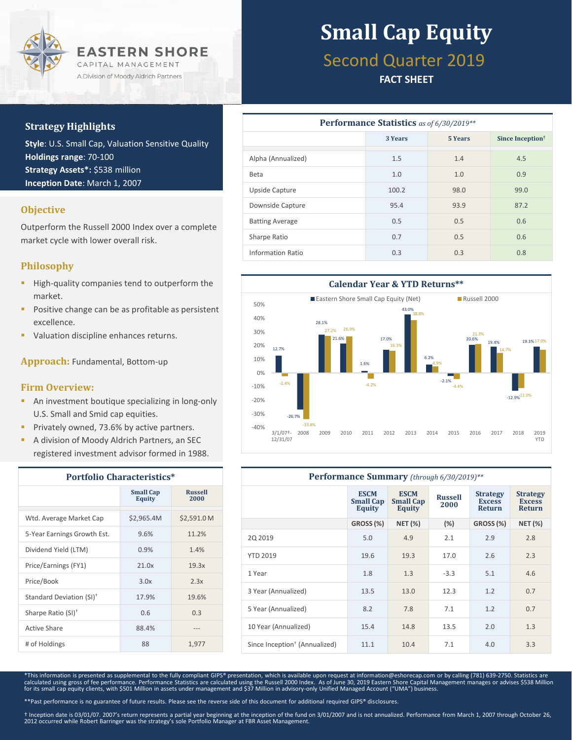EASTERN SHORE
CAPITAL MANAGEMENT
A Division of Moody Aldrich Partners

# Small Cap Equity

## Second Quarter 2019

**FACT SHEET**

### Strategy Highlights

**Style**: U.S. Small Cap, Valuation Sensitive Quality
**Holdings range**: 70-100
**Strategy Assets*:** $538 million
**Inception Date**: March 1, 2007

### Objective

Outperform the Russell 2000 Index over a complete market cycle with lower overall risk.

### Philosophy

- High-quality companies tend to outperform the market.
- Positive change can be as profitable as persistent excellence.
- Valuation discipline enhances returns.

### Approach: Fundamental, Bottom-up

### Firm Overview:

- An investment boutique specializing in long-only U.S. Small and Smid cap equities.
- Privately owned, 73.6% by active partners.
- A division of Moody Aldrich Partners, an SEC registered investment advisor formed in 1988.

### Portfolio Characteristics*

| | Small Cap Equity | Russell 2000 |
|---|---|---|
| Wtd. Average Market Cap | $2,965.4M | $2,591.0 M |
| 5-Year Earnings Growth Est. | 9.6% | 11.2% |
| Dividend Yield (LTM) | 0.9% | 1.4% |
| Price/Earnings (FY1) | 21.0x | 19.3x |
| Price/Book | 3.0x | 2.3x |
| Standard Deviation (SI)† | 17.9% | 19.6% |
| Sharpe Ratio (SI)† | 0.6 | 0.3 |
| Active Share | 88.4% | --- |
| # of Holdings | 88 | 1,977 |

### Performance Statistics *as of 6/30/2019***

| | 3 Years | 5 Years | Since Inception† |
|---|---|---|---|
| Alpha (Annualized) | 1.5 | 1.4 | 4.5 |
| Beta | 1.0 | 1.0 | 0.9 |
| Upside Capture | 100.2 | 98.0 | 99.0 |
| Downside Capture | 95.4 | 93.9 | 87.2 |
| Batting Average | 0.5 | 0.5 | 0.6 |
| Sharpe Ratio | 0.7 | 0.5 | 0.6 |
| Information Ratio | 0.3 | 0.3 | 0.8 |

### Calendar Year & YTD Returns**

| Period | Eastern Shore Small Cap Equity (Net) | Russell 2000 |
|---|---|---|
| 3/1/07†-12/31/07 | 12.7% | -2.4% |
| 2008 | -26.7% | -33.8% |
| 2009 | 28.1% | 27.2% |
| 2010 | 21.6% | 26.9% |
| 2011 | 1.6% | -4.2% |
| 2012 | 17.0% | 16.3% |
| 2013 | 43.0% | 38.8% |
| 2014 | 6.2% | 4.9% |
| 2015 | -2.1% | -4.4% |
| 2016 | 20.6% | 21.3% |
| 2017 | 19.4% | 14.7% |
| 2018 | -12.9% | -11.0% |
| 2019 YTD | 19.3% | 17.0% |

### Performance Summary *(through 6/30/2019)***

| | ESCM Small Cap Equity | ESCM Small Cap Equity | Russell 2000 | Strategy Excess Return | Strategy Excess Return |
|---|---|---|---|---|---|
| | GROSS (%) | NET (%) | (%) | GROSS (%) | NET (%) |
| 2Q 2019 | 5.0 | 4.9 | 2.1 | 2.9 | 2.8 |
| YTD 2019 | 19.6 | 19.3 | 17.0 | 2.6 | 2.3 |
| 1 Year | 1.8 | 1.3 | -3.3 | 5.1 | 4.6 |
| 3 Year (Annualized) | 13.5 | 13.0 | 12.3 | 1.2 | 0.7 |
| 5 Year (Annualized) | 8.2 | 7.8 | 7.1 | 1.2 | 0.7 |
| 10 Year (Annualized) | 15.4 | 14.8 | 13.5 | 2.0 | 1.3 |
| Since Inception† (Annualized) | 11.1 | 10.4 | 7.1 | 4.0 | 3.3 |

*This information is presented as supplemental to the fully compliant GIPS® presentation, which is available upon request at information@eshorecap.com or by calling (781) 639-2750. Statistics are calculated using gross of fee performance. Performance Statistics are calculated using the Russell 2000 Index. As of June 30, 2019 Eastern Shore Capital Management manages or advises $538 Million for its small cap equity clients, with $501 Million in assets under management and $37 Million in advisory-only Unified Managed Account ("UMA") business.

**Past performance is no guarantee of future results. Please see the reverse side of this document for additional required GIPS® disclosures.

† Inception date is 03/01/07. 2007's return represents a partial year beginning at the inception of the fund on 3/01/2007 and is not annualized. Performance from March 1, 2007 through October 26, 2012 occurred while Robert Barringer was the strategy's sole Portfolio Manager at FBR Asset Management.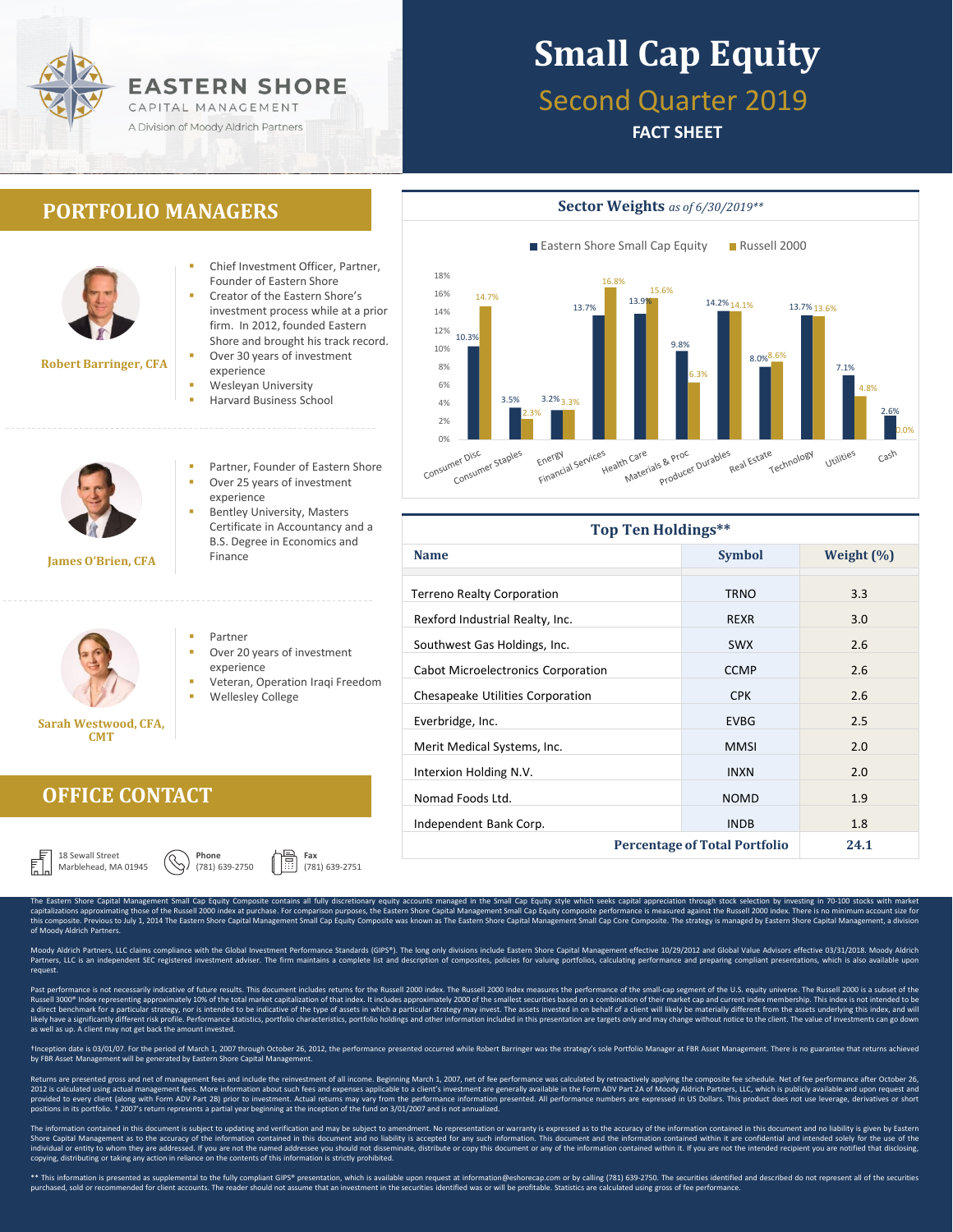**EASTERN SHORE**
CAPITAL MANAGEMENT
A Division of Moody Aldrich Partners

# Small Cap Equity

## Second Quarter 2019

**FACT SHEET**

## PORTFOLIO MANAGERS

**Robert Barringer, CFA**

- Chief Investment Officer, Partner, Founder of Eastern Shore
- Creator of the Eastern Shore's investment process while at a prior firm. In 2012, founded Eastern Shore and brought his track record.
- Over 30 years of investment experience
- Wesleyan University
- Harvard Business School

**James O'Brien, CFA**

- Partner, Founder of Eastern Shore
- Over 25 years of investment experience
- Bentley University, Masters Certificate in Accountancy and a B.S. Degree in Economics and Finance

**Sarah Westwood, CFA, CMT**

- Partner
- Over 20 years of investment experience
- Veteran, Operation Iraqi Freedom
- Wellesley College

## OFFICE CONTACT

18 Sewall Street
Marblehead, MA 01945

Phone
(781) 639-2750

Fax
(781) 639-2751

### Sector Weights *as of 6/30/2019\*\**

Eastern Shore Small Cap Equity
Russell 2000

18%
16%
14%
12%
10%
8%
6%
4%
2%
0%

Consumer Disc: 10.3% 14.7%
Consumer Staples: 3.5% 2.3%
Energy: 3.2% 3.3%
Financial Services: 13.7% 16.8%
Health Care: 13.9% 15.6%
Materials & Proc: 9.8% 6.3%
Producer Durables: 14.2% 14.1%
Real Estate: 8.0% 8.6%
Technology: 13.7% 13.6%
Utilities: 7.1% 4.8%
Cash: 2.6% 0.0%

### Top Ten Holdings**

| Name | Symbol | Weight (%) |
|---|---|---|
| Terreno Realty Corporation | TRNO | 3.3 |
| Rexford Industrial Realty, Inc. | REXR | 3.0 |
| Southwest Gas Holdings, Inc. | SWX | 2.6 |
| Cabot Microelectronics Corporation | CCMP | 2.6 |
| Chesapeake Utilities Corporation | CPK | 2.6 |
| Everbridge, Inc. | EVBG | 2.5 |
| Merit Medical Systems, Inc. | MMSI | 2.0 |
| Interxion Holding N.V. | INXN | 2.0 |
| Nomad Foods Ltd. | NOMD | 1.9 |
| Independent Bank Corp. | INDB | 1.8 |
| **Percentage of Total Portfolio** | | **24.1** |

The Eastern Shore Capital Management Small Cap Equity Composite contains all fully discretionary equity accounts managed in the Small Cap Equity style which seeks capital appreciation through stock selection by investing in 70-100 stocks with market capitalizations approximating those of the Russell 2000 index at purchase. For comparison purposes, the Eastern Shore Capital Management Small Cap Equity composite performance is measured against the Russell 2000 index. There is no minimum account size for this composite. Previous to July 1, 2014 The Eastern Shore Capital Management Small Cap Equity Composite was known as The Eastern Shore Capital Management Small Cap Core Composite. The strategy is managed by Eastern Shore Capital Management, a division of Moody Aldrich Partners.

Moody Aldrich Partners, LLC claims compliance with the Global Investment Performance Standards (GIPS®). The long only divisions include Eastern Shore Capital Management effective 10/29/2012 and Global Value Advisors effective 03/31/2018. Moody Aldrich Partners, LLC is an independent SEC registered investment adviser. The firm maintains a complete list and description of composites, policies for valuing portfolios, calculating performance and preparing compliant presentations, which is also available upon request.

Past performance is not necessarily indicative of future results. This document includes returns for the Russell 2000 index. The Russell 2000 index measures the performance of the small-cap segment of the U.S. equity universe. The Russell 2000 is a subset of the Russell 3000® index representing approximately 10% of the total market capitalization of that index. It includes approximately 2000 of the smallest securities based on a combination of their market cap and current index membership. This index is not intended to be a direct benchmark for a particular strategy, nor is intended to be indicative of the type of assets in which a particular strategy may invest. The assets invested in on behalf of a client will likely be materially different from the assets underlying this index, and will likely have a significantly different risk profile. Performance statistics, portfolio characteristics, portfolio holdings and other information included in this presentation are targets only and may change without notice to the client. The value of investments can go down as well as up. A client may not get back the amount invested.

†Inception date is 03/01/07. For the period of March 1, 2007 through October 26, 2012, the performance presented occurred while Robert Barringer was the strategy's sole Portfolio Manager at FBR Asset Management. There is no guarantee that returns achieved by FBR Asset Management will be generated by Eastern Shore Capital Management.

Returns are presented gross and net of management fees and include the reinvestment of all income. Beginning March 1, 2007, net of fee performance was calculated by retroactively applying the composite fee schedule. Net of fee performance after October 26, 2012 is calculated using actual management fees. More information about such fees and expenses applicable to a client's investment are generally available in the Form ADV Part 2A of Moody Aldrich Partners, LLC, which is publicly available and upon request and provided to every client (along with Form ADV Part 2B) prior to investment. Actual returns may vary from the performance information presented. All performance numbers are expressed in US Dollars. This product does not use leverage, derivatives or short positions in its portfolio. † 2007's return represents a partial year beginning at the inception of the fund on 3/01/2007 and is not annualized.

The information contained in this document is subject to updating and verification and may be subject to amendment. No representation or warranty is expressed as to the accuracy of the information contained in this document and no liability is given by Eastern Shore Capital Management as to the accuracy of the information contained in this document and no liability is accepted for any such information. This document and the information contained within it are confidential and intended solely for the use of the individual or entity to whom they are addressed. If you are not the named addressee you should not disseminate, distribute or copy this document or any of the information contained within it. If you are not the intended recipient you are notified that disclosing, copying, distributing or taking any action in reliance on the contents of this information is strictly prohibited.

** This information is presented as supplemental to the fully compliant GIPS® presentation, which is available upon request at information@eshorecap.com or by calling (781) 639-2750. The securities identified and described do not represent all of the securities purchased, sold or recommended for client accounts. The reader should not assume that an investment in the securities identified was or will be profitable. Statistics are calculated using gross of fee performance.